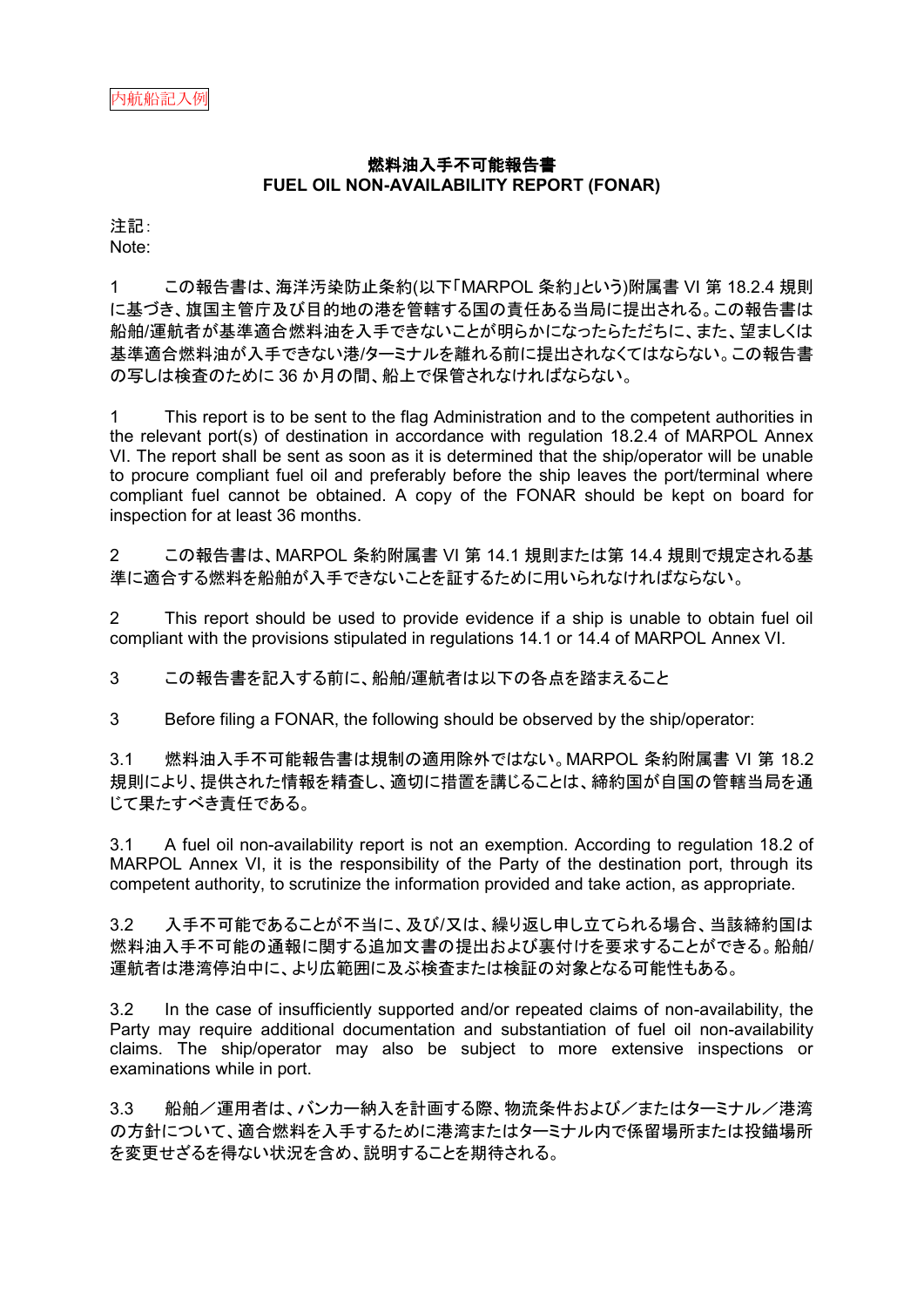内航船記入例

# 燃料油入手不可能報告書
# FUEL OIL NON-AVAILABILITY REPORT (FONAR)

注記:
Note:

1　　この報告書は、海洋汚染防止条約(以下「MARPOL 条約」という)附属書 VI 第 18.2.4 規則に基づき、旗国主管庁及び目的地の港を管轄する国の責任ある当局に提出される。この報告書は船舶/運航者が基準適合燃料油を入手できないことが明らかになったらただちに、また、望ましくは基準適合燃料油が入手できない港/ターミナルを離れる前に提出されなくてはならない。この報告書の写しは検査のために 36 か月の間、船上で保管されなければならない。

1　　This report is to be sent to the flag Administration and to the competent authorities in the relevant port(s) of destination in accordance with regulation 18.2.4 of MARPOL Annex VI. The report shall be sent as soon as it is determined that the ship/operator will be unable to procure compliant fuel oil and preferably before the ship leaves the port/terminal where compliant fuel cannot be obtained. A copy of the FONAR should be kept on board for inspection for at least 36 months.

2　　この報告書は、MARPOL 条約附属書 VI 第 14.1 規則または第 14.4 規則で規定される基準に適合する燃料を船舶が入手できないことを証するために用いられなければならない。

2　　This report should be used to provide evidence if a ship is unable to obtain fuel oil compliant with the provisions stipulated in regulations 14.1 or 14.4 of MARPOL Annex VI.

3　　この報告書を記入する前に、船舶/運航者は以下の各点を踏まえること

3　　Before filing a FONAR, the following should be observed by the ship/operator:

3.1　　燃料油入手不可能報告書は規制の適用除外ではない。MARPOL 条約附属書 VI 第 18.2 規則により、提供された情報を精査し、適切に措置を講じることは、締約国が自国の管轄当局を通じて果たすべき責任である。

3.1　　A fuel oil non-availability report is not an exemption. According to regulation 18.2 of MARPOL Annex VI, it is the responsibility of the Party of the destination port, through its competent authority, to scrutinize the information provided and take action, as appropriate.

3.2　　入手不可能であることが不当に、及び/又は、繰り返し申し立てられる場合、当該締約国は燃料油入手不可能の通報に関する追加文書の提出および裏付けを要求することができる。船舶/運航者は港湾停泊中に、より広範囲に及ぶ検査または検証の対象となる可能性もある。

3.2　　In the case of insufficiently supported and/or repeated claims of non-availability, the Party may require additional documentation and substantiation of fuel oil non-availability claims. The ship/operator may also be subject to more extensive inspections or examinations while in port.

3.3　　船舶／運用者は、バンカー納入を計画する際、物流条件および／またはターミナル／港湾の方針について、適合燃料を入手するために港湾またはターミナル内で係留場所または投錨場所を変更せざるを得ない状況を含め、説明することを期待される。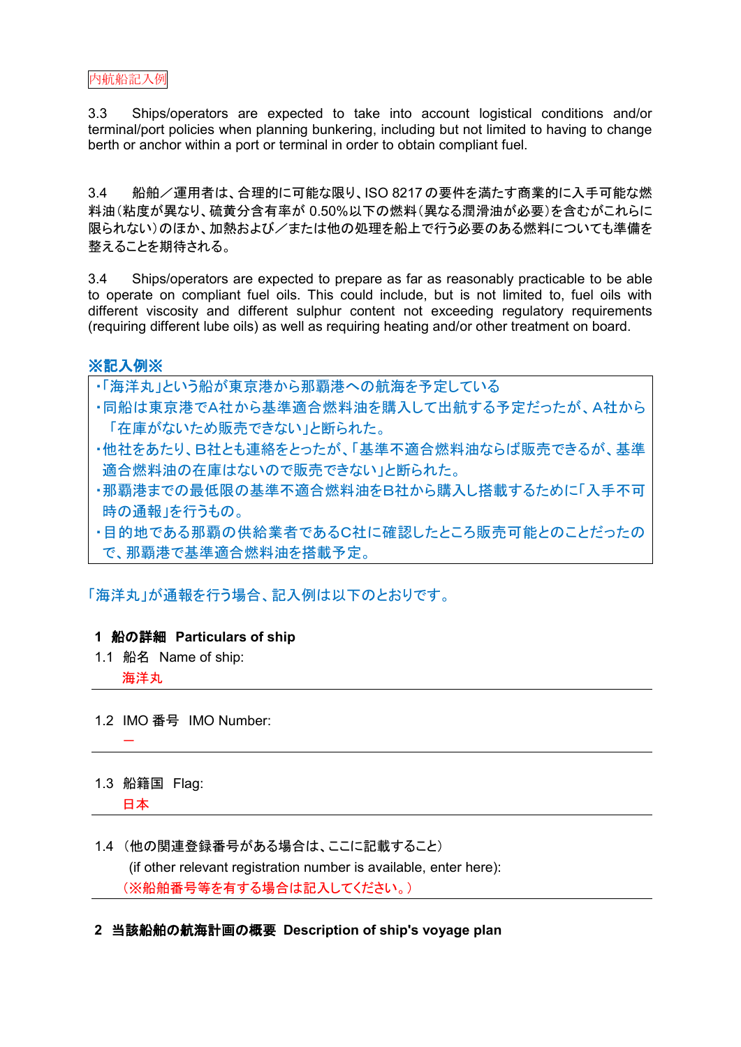内航船記入例

3.3　Ships/operators are expected to take into account logistical conditions and/or terminal/port policies when planning bunkering, including but not limited to having to change berth or anchor within a port or terminal in order to obtain compliant fuel.

3.4　船舶／運用者は、合理的に可能な限り、ISO 8217 の要件を満たす商業的に入手可能な燃料油（粘度が異なり、硫黄分含有率が 0.50%以下の燃料（異なる潤滑油が必要）を含むがこれらに限られない）のほか、加熱および／または他の処理を船上で行う必要のある燃料についても準備を整えることを期待される。

3.4　Ships/operators are expected to prepare as far as reasonably practicable to be able to operate on compliant fuel oils. This could include, but is not limited to, fuel oils with different viscosity and different sulphur content not exceeding regulatory requirements (requiring different lube oils) as well as requiring heating and/or other treatment on board.

**※記入例※**

- 「海洋丸」という船が東京港から那覇港への航海を予定している
- 同船は東京港でA社から基準適合燃料油を購入して出航する予定だったが、A社から「在庫がないため販売できない」と断られた。
- 他社をあたり、B社とも連絡をとったが、「基準不適合燃料油ならば販売できるが、基準適合燃料油の在庫はないので販売できない」と断られた。
- 那覇港までの最低限の基準不適合燃料油をB社から購入し搭載するために「入手不可時の通報」を行うもの。
- 目的地である那覇の供給業者であるC社に確認したところ販売可能とのことだったので、那覇港で基準適合燃料油を搭載予定。

「海洋丸」が通報を行う場合、記入例は以下のとおりです。

**1　船の詳細　Particulars of ship**

1.1　船名　Name of ship:
　　海洋丸

1.2　IMO 番号　IMO Number:
　　ー

1.3　船籍国　Flag:
　　日本

1.4　（他の関連登録番号がある場合は、ここに記載すること）
　　(if other relevant registration number is available, enter here):
　　（※船舶番号等を有する場合は記入してください。）

**2　当該船舶の航海計画の概要　Description of ship's voyage plan**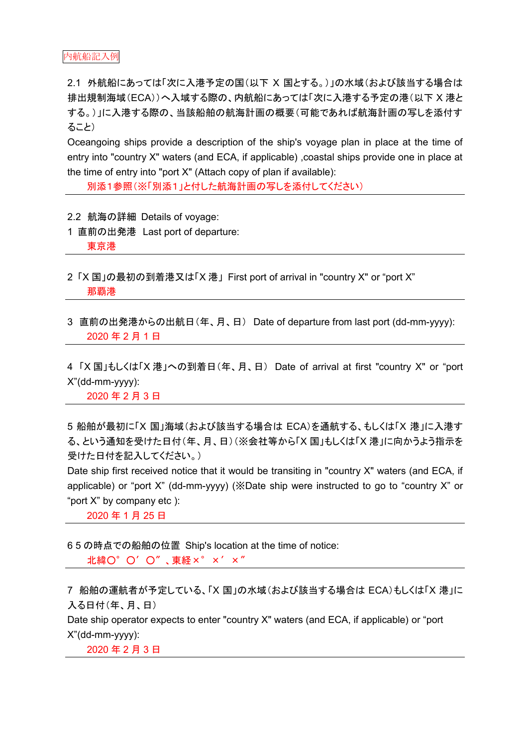内航船記入例

2.1 外航船にあっては「次に入港予定の国（以下 X 国とする。）」の水域（および該当する場合は排出規制海域（ECA））へ入域する際の、内航船にあっては「次に入港する予定の港（以下 X 港とする。）」に入港する際の、当該船舶の航海計画の概要（可能であれば航海計画の写しを添付すること）

Oceangoing ships provide a description of the ship's voyage plan in place at the time of entry into "country X" waters (and ECA, if applicable) ,coastal ships provide one in place at the time of entry into "port X" (Attach copy of plan if available):

別添1参照（※「別添１」と付した航海計画の写しを添付してください）

---

2.2 航海の詳細 Details of voyage:

1 直前の出発港 Last port of departure:

東京港

---

2 「X 国」の最初の到着港又は「X 港」 First port of arrival in "country X" or "port X"

那覇港

---

3 直前の出発港からの出航日（年、月、日） Date of departure from last port (dd-mm-yyyy):

2020 年 2 月 1 日

---

4 「X 国」もしくは「X 港」への到着日（年、月、日） Date of arrival at first "country X" or "port X"(dd-mm-yyyy):

2020 年 2 月 3 日

---

5 船舶が最初に「X 国」海域（および該当する場合は ECA）を通航する、もしくは「X 港」に入港する、という通知を受けた日付（年、月、日）（※会社等から「X 国」もしくは「X 港」に向かうよう指示を受けた日付を記入してください。）

Date ship first received notice that it would be transiting in "country X" waters (and ECA, if applicable) or "port X" (dd-mm-yyyy) (※Date ship were instructed to go to "country X" or "port X" by company etc ):

2020 年 1 月 25 日

---

6 5 の時点での船舶の位置 Ship's location at the time of notice:

北緯〇°〇′〇″、東経×°×′×″

---

7 船舶の運航者が予定している、「X 国」の水域（および該当する場合は ECA）もしくは「X 港」に入る日付（年、月、日）

Date ship operator expects to enter "country X" waters (and ECA, if applicable) or "port X"(dd-mm-yyyy):

2020 年 2 月 3 日

---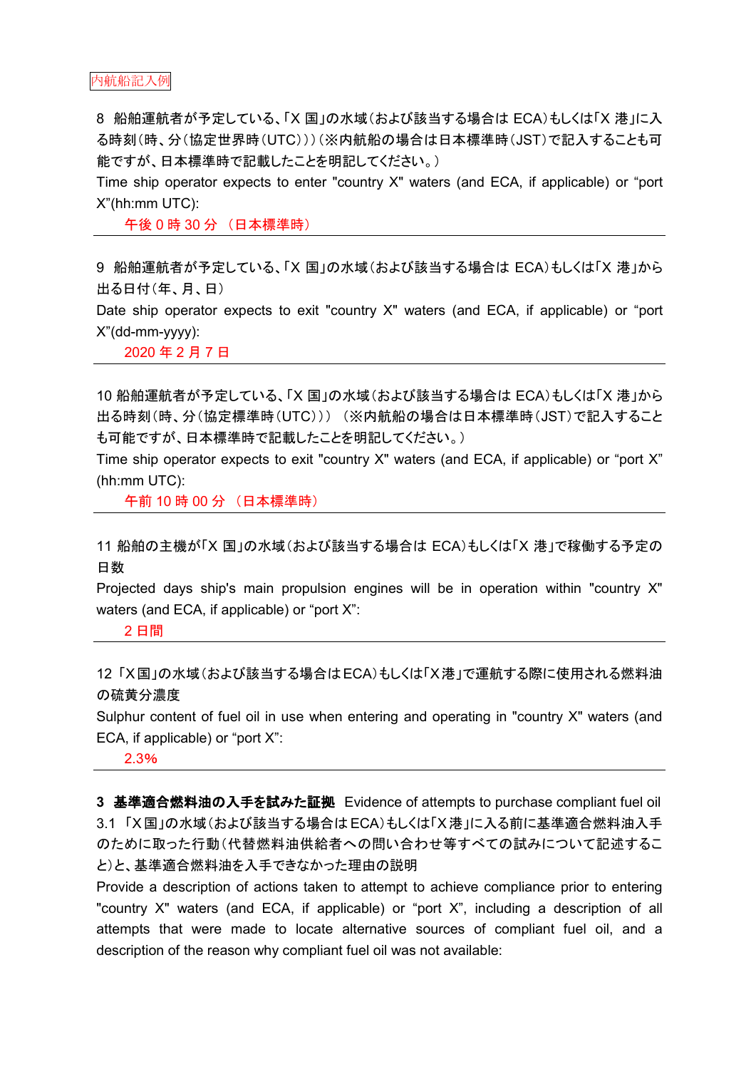内航船記入例

8 船舶運航者が予定している、「X 国」の水域（および該当する場合は ECA）もしくは「X 港」に入る時刻（時、分（協定世界時（UTC）））（※内航船の場合は日本標準時（JST）で記入することも可能ですが、日本標準時で記載したことを明記してください。）
Time ship operator expects to enter "country X" waters (and ECA, if applicable) or “port X”(hh:mm UTC):

午後 0 時 30 分 （日本標準時）

---

9 船舶運航者が予定している、「X 国」の水域（および該当する場合は ECA）もしくは「X 港」から出る日付（年、月、日）
Date ship operator expects to exit "country X" waters (and ECA, if applicable) or “port X”(dd-mm-yyyy):

2020 年 2 月 7 日

---

10 船舶運航者が予定している、「X 国」の水域（および該当する場合は ECA）もしくは「X 港」から出る時刻（時、分（協定標準時（UTC））） （※内航船の場合は日本標準時（JST）で記入することも可能ですが、日本標準時で記載したことを明記してください。）
Time ship operator expects to exit "country X" waters (and ECA, if applicable) or “port X” (hh:mm UTC):

午前 10 時 00 分 （日本標準時）

---

11 船舶の主機が「X 国」の水域（および該当する場合は ECA）もしくは「X 港」で稼働する予定の日数
Projected days ship's main propulsion engines will be in operation within "country X" waters (and ECA, if applicable) or “port X”:

2 日間

---

12 「X国」の水域（および該当する場合はECA）もしくは「X港」で運航する際に使用される燃料油の硫黄分濃度
Sulphur content of fuel oil in use when entering and operating in "country X" waters (and ECA, if applicable) or “port X”:

2.3%

---

**3 基準適合燃料油の入手を試みた証拠** Evidence of attempts to purchase compliant fuel oil

3.1 「X国」の水域（および該当する場合はECA）もしくは「X港」に入る前に基準適合燃料油入手のために取った行動（代替燃料油供給者への問い合わせ等すべての試みについて記述すること）と、基準適合燃料油を入手できなかった理由の説明
Provide a description of actions taken to attempt to achieve compliance prior to entering "country X" waters (and ECA, if applicable) or “port X”, including a description of all attempts that were made to locate alternative sources of compliant fuel oil, and a description of the reason why compliant fuel oil was not available: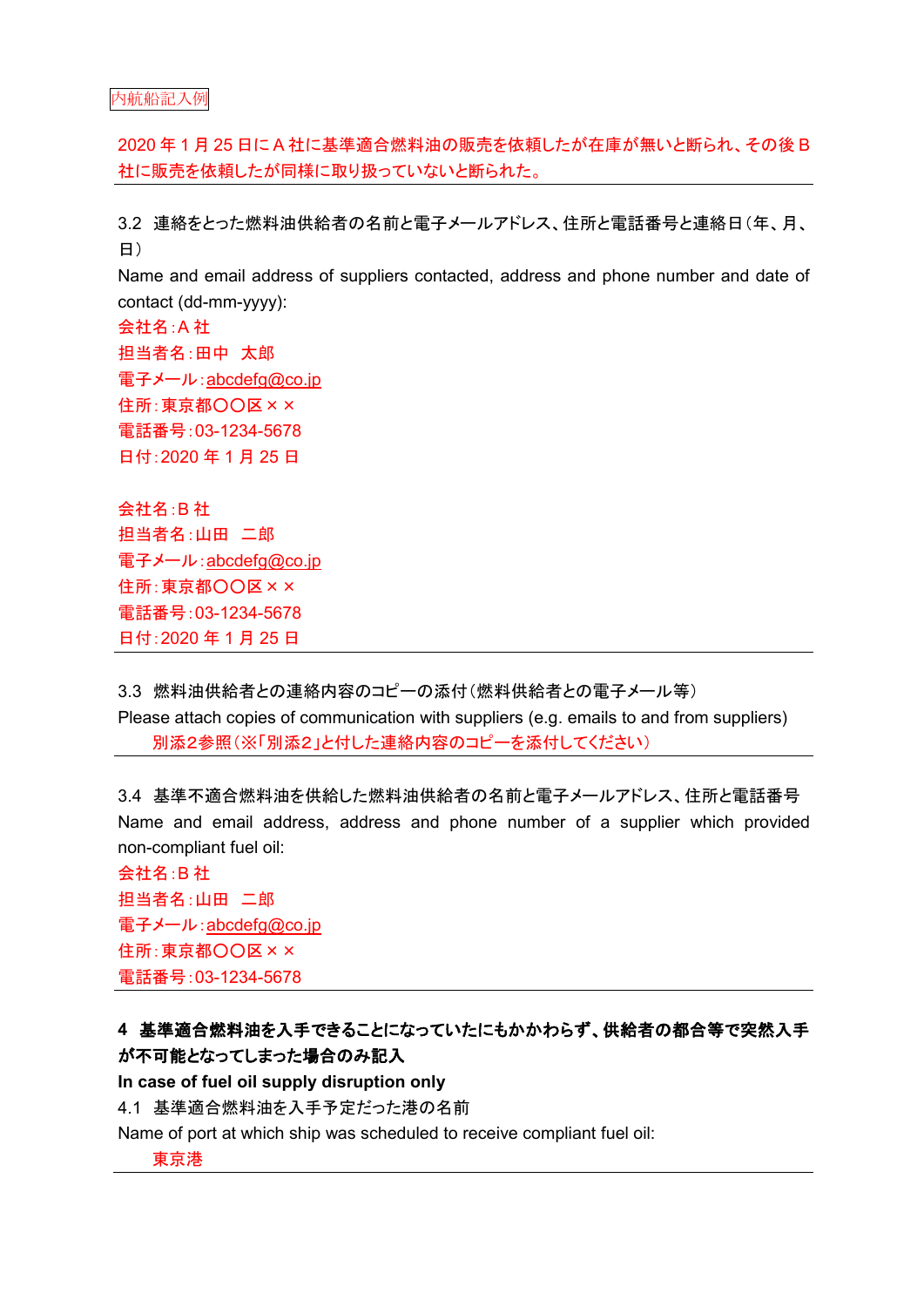内航船記入例

2020 年 1 月 25 日に A 社に基準適合燃料油の販売を依頼したが在庫が無いと断られ、その後 B 社に販売を依頼したが同様に取り扱っていないと断られた。

---

3.2 連絡をとった燃料油供給者の名前と電子メールアドレス、住所と電話番号と連絡日（年、月、日）

Name and email address of suppliers contacted, address and phone number and date of contact (dd-mm-yyyy):

会社名：A 社
担当者名：田中　太郎
電子メール：abcdefg@co.jp
住所：東京都〇〇区××
電話番号：03-1234-5678
日付：2020 年 1 月 25 日

会社名：B 社
担当者名：山田　二郎
電子メール：abcdefg@co.jp
住所：東京都〇〇区××
電話番号：03-1234-5678
日付：2020 年 1 月 25 日

---

3.3 燃料油供給者との連絡内容のコピーの添付（燃料供給者との電子メール等）

Please attach copies of communication with suppliers (e.g. emails to and from suppliers)

別添2参照（※「別添２」と付した連絡内容のコピーを添付してください）

---

3.4 基準不適合燃料油を供給した燃料油供給者の名前と電子メールアドレス、住所と電話番号

Name and email address, address and phone number of a supplier which provided non-compliant fuel oil:

会社名：B 社
担当者名：山田　二郎
電子メール：abcdefg@co.jp
住所：東京都〇〇区××
電話番号：03-1234-5678

---

**4 基準適合燃料油を入手できることになっていたにもかかわらず、供給者の都合等で突然入手が不可能となってしまった場合のみ記入**

**In case of fuel oil supply disruption only**

4.1 基準適合燃料油を入手予定だった港の名前

Name of port at which ship was scheduled to receive compliant fuel oil:

東京港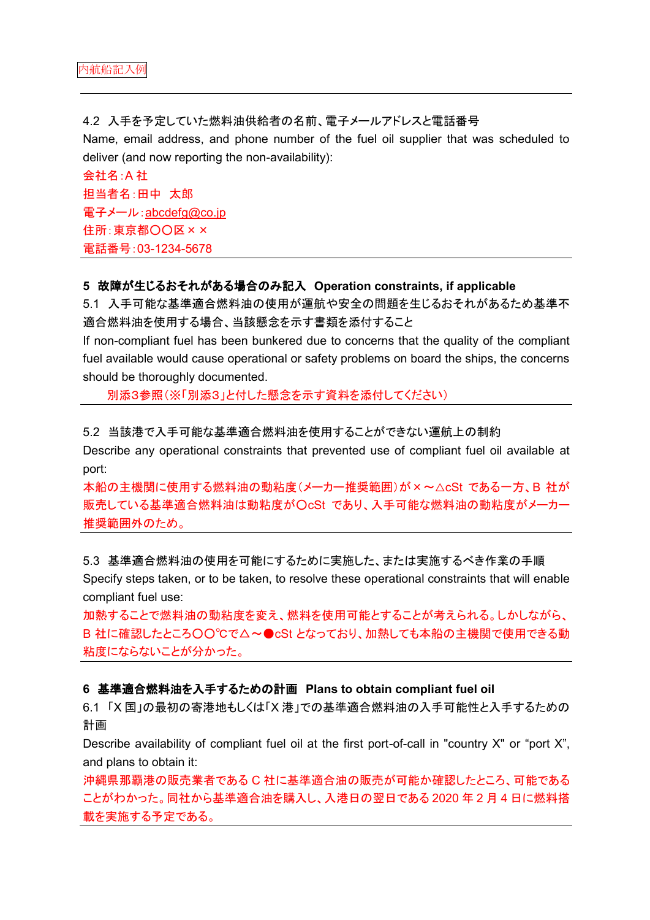内航船記入例

---

4.2 入手を予定していた燃料油供給者の名前、電子メールアドレスと電話番号
Name, email address, and phone number of the fuel oil supplier that was scheduled to deliver (and now reporting the non-availability):

会社名：A 社
担当者名：田中　太郎
電子メール：abcdefg@co.jp
住所：東京都〇〇区××
電話番号：03-1234-5678

---

**5 故障が生じるおそれがある場合のみ記入 Operation constraints, if applicable**

5.1 入手可能な基準適合燃料油の使用が運航や安全の問題を生じるおそれがあるため基準不適合燃料油を使用する場合、当該懸念を示す書類を添付すること
If non-compliant fuel has been bunkered due to concerns that the quality of the compliant fuel available would cause operational or safety problems on board the ships, the concerns should be thoroughly documented.

別添3参照（※「別添３」と付した懸念を示す資料を添付してください）

---

5.2 当該港で入手可能な基準適合燃料油を使用することができない運航上の制約
Describe any operational constraints that prevented use of compliant fuel oil available at port:

本船の主機関に使用する燃料油の動粘度（メーカー推奨範囲）が×～△cSt である一方、B 社が販売している基準適合燃料油は動粘度が〇cSt であり、入手可能な燃料油の動粘度がメーカー推奨範囲外のため。

---

5.3 基準適合燃料油の使用を可能にするために実施した、または実施するべき作業の手順
Specify steps taken, or to be taken, to resolve these operational constraints that will enable compliant fuel use:

加熱することで燃料油の動粘度を変え、燃料を使用可能とすることが考えられる。しかしながら、B 社に確認したところ〇〇℃で△～●cSt となっており、加熱しても本船の主機関で使用できる動粘度にならないことが分かった。

---

**6 基準適合燃料油を入手するための計画 Plans to obtain compliant fuel oil**

6.1 「X 国」の最初の寄港地もしくは「X 港」での基準適合燃料油の入手可能性と入手するための計画
Describe availability of compliant fuel oil at the first port-of-call in "country X" or "port X", and plans to obtain it:

沖縄県那覇港の販売業者である C 社に基準適合油の販売が可能か確認したところ、可能であることがわかった。同社から基準適合油を購入し、入港日の翌日である 2020 年 2 月 4 日に燃料搭載を実施する予定である。

---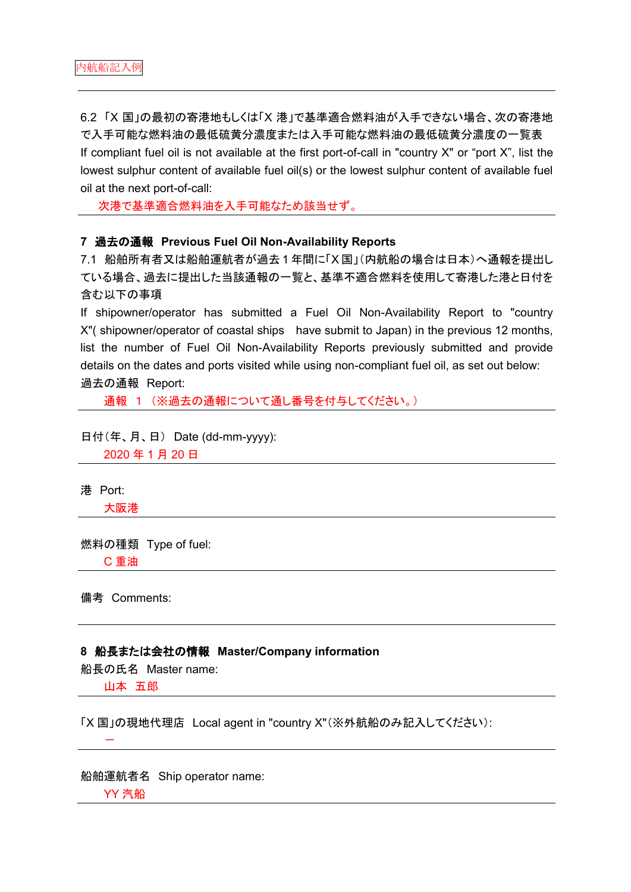内航船記入例

6.2 「X 国」の最初の寄港地もしくは「X 港」で基準適合燃料油が入手できない場合、次の寄港地で入手可能な燃料油の最低硫黄分濃度または入手可能な燃料油の最低硫黄分濃度の一覧表

If compliant fuel oil is not available at the first port-of-call in "country X" or “port X”, list the lowest sulphur content of available fuel oil(s) or the lowest sulphur content of available fuel oil at the next port-of-call:

次港で基準適合燃料油を入手可能なため該当せず。

## 7 過去の通報 Previous Fuel Oil Non-Availability Reports

7.1 船舶所有者又は船舶運航者が過去 1 年間に「X 国」(内航船の場合は日本)へ通報を提出している場合、過去に提出した当該通報の一覧と、基準不適合燃料を使用して寄港した港と日付を含む以下の事項

If shipowner/operator has submitted a Fuel Oil Non-Availability Report to "country X"( shipowner/operator of coastal ships have submit to Japan) in the previous 12 months, list the number of Fuel Oil Non-Availability Reports previously submitted and provide details on the dates and ports visited while using non-compliant fuel oil, as set out below:

過去の通報 Report:

通報 1 (※過去の通報について通し番号を付与してください。)

日付(年、月、日) Date (dd-mm-yyyy):

2020 年 1 月 20 日

港 Port:

大阪港

燃料の種類 Type of fuel:

C 重油

備考 Comments:

## 8 船長または会社の情報 Master/Company information

船長の氏名 Master name:

山本 五郎

「X 国」の現地代理店 Local agent in "country X"(※外航船のみ記入してください):

ー

船舶運航者名 Ship operator name:

YY 汽船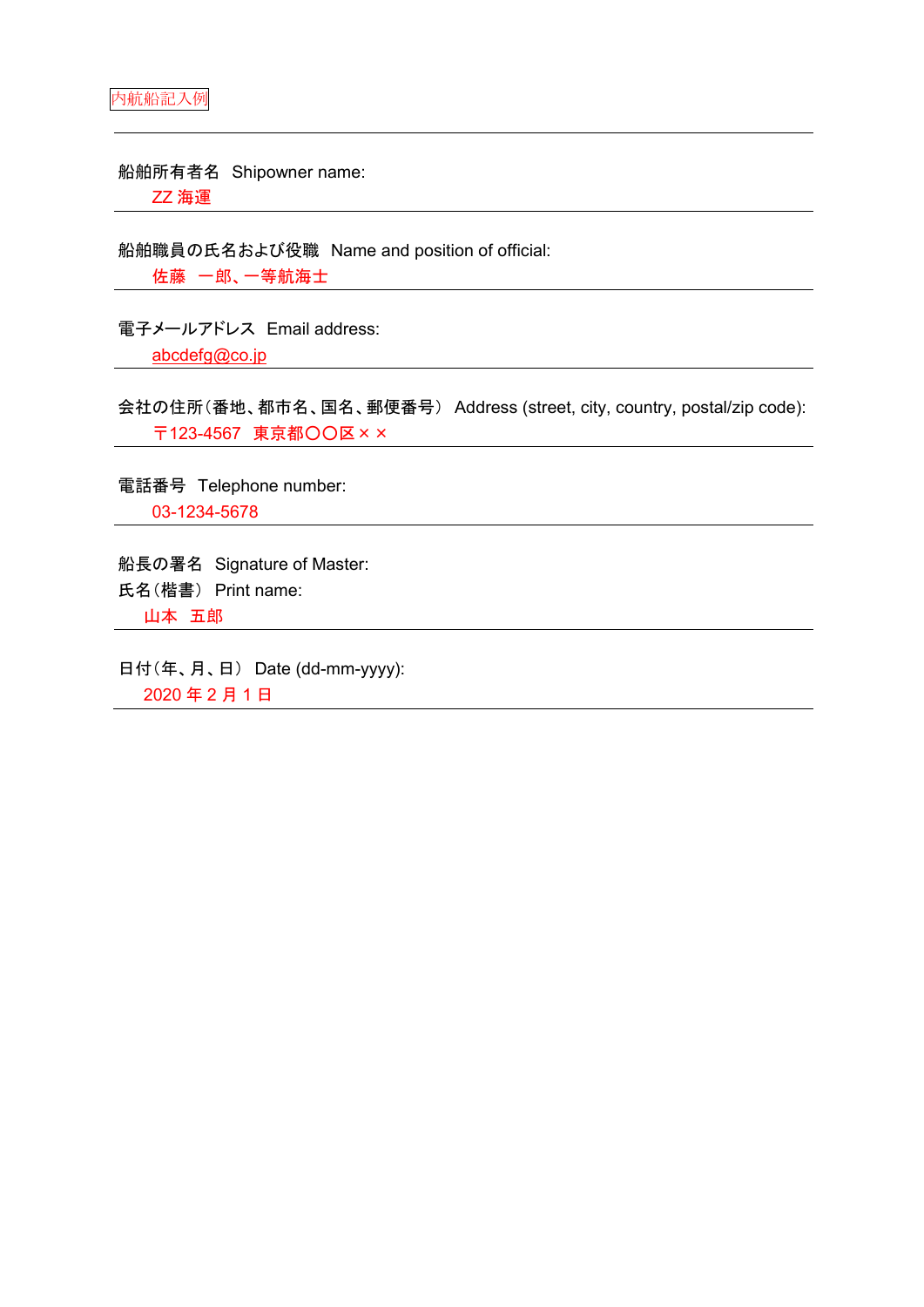内航船記入例

---

船舶所有者名　Shipowner name:

ZZ 海運

---

船舶職員の氏名および役職　Name and position of official:

佐藤　一郎、一等航海士

---

電子メールアドレス　Email address:

abcdefg@co.jp

---

会社の住所（番地、都市名、国名、郵便番号）　Address (street, city, country, postal/zip code):

〒123-4567　東京都〇〇区××

---

電話番号　Telephone number:

03-1234-5678

---

船長の署名　Signature of Master:

氏名（楷書）　Print name:

山本　五郎

---

日付（年、月、日）　Date (dd-mm-yyyy):

2020 年 2 月 1 日

---